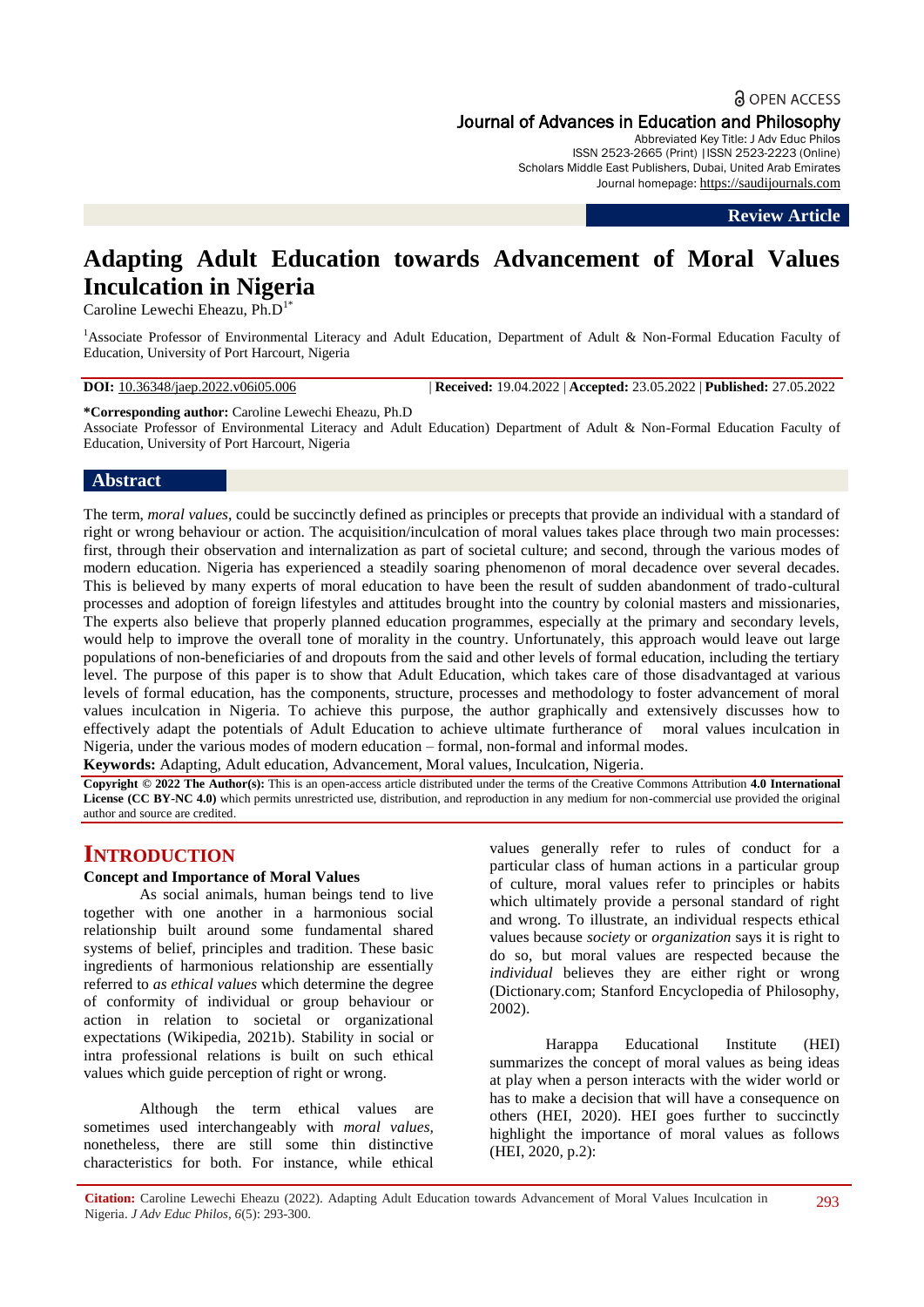OPEN ACCESS

Journal of Advances in Education and Philosophy
Abbreviated Key Title: J Adv Educ Philos
ISSN 2523-2665 (Print) | ISSN 2523-2223 (Online)
Scholars Middle East Publishers, Dubai, United Arab Emirates
Journal homepage: https://saudijournals.com

**Review Article**

# Adapting Adult Education towards Advancement of Moral Values Inculcation in Nigeria

Caroline Lewechi Eheazu, Ph.D[1*]

[1]Associate Professor of Environmental Literacy and Adult Education, Department of Adult & Non-Formal Education Faculty of Education, University of Port Harcourt, Nigeria

**DOI:** 10.36348/jaep.2022.v06i05.006 | **Received:** 19.04.2022 | **Accepted:** 23.05.2022 | **Published:** 27.05.2022

**\*Corresponding author:** Caroline Lewechi Eheazu, Ph.D
Associate Professor of Environmental Literacy and Adult Education) Department of Adult & Non-Formal Education Faculty of Education, University of Port Harcourt, Nigeria

## Abstract

The term, *moral values*, could be succinctly defined as principles or precepts that provide an individual with a standard of right or wrong behaviour or action. The acquisition/inculcation of moral values takes place through two main processes: first, through their observation and internalization as part of societal culture; and second, through the various modes of modern education. Nigeria has experienced a steadily soaring phenomenon of moral decadence over several decades. This is believed by many experts of moral education to have been the result of sudden abandonment of trado-cultural processes and adoption of foreign lifestyles and attitudes brought into the country by colonial masters and missionaries, The experts also believe that properly planned education programmes, especially at the primary and secondary levels, would help to improve the overall tone of morality in the country. Unfortunately, this approach would leave out large populations of non-beneficiaries of and dropouts from the said and other levels of formal education, including the tertiary level. The purpose of this paper is to show that Adult Education, which takes care of those disadvantaged at various levels of formal education, has the components, structure, processes and methodology to foster advancement of moral values inculcation in Nigeria. To achieve this purpose, the author graphically and extensively discusses how to effectively adapt the potentials of Adult Education to achieve ultimate furtherance of moral values inculcation in Nigeria, under the various modes of modern education – formal, non-formal and informal modes.

**Keywords:** Adapting, Adult education, Advancement, Moral values, Inculcation, Nigeria.

**Copyright © 2022 The Author(s):** This is an open-access article distributed under the terms of the Creative Commons Attribution **4.0 International License (CC BY-NC 4.0)** which permits unrestricted use, distribution, and reproduction in any medium for non-commercial use provided the original author and source are credited.

## INTRODUCTION

### Concept and Importance of Moral Values

As social animals, human beings tend to live together with one another in a harmonious social relationship built around some fundamental shared systems of belief, principles and tradition. These basic ingredients of harmonious relationship are essentially referred to *as ethical values* which determine the degree of conformity of individual or group behaviour or action in relation to societal or organizational expectations (Wikipedia, 2021b). Stability in social or intra professional relations is built on such ethical values which guide perception of right or wrong.

Although the term ethical values are sometimes used interchangeably with *moral values,* nonetheless, there are still some thin distinctive characteristics for both. For instance, while ethical values generally refer to rules of conduct for a particular class of human actions in a particular group of culture, moral values refer to principles or habits which ultimately provide a personal standard of right and wrong. To illustrate, an individual respects ethical values because *society* or *organization* says it is right to do so, but moral values are respected because the *individual* believes they are either right or wrong (Dictionary.com; Stanford Encyclopedia of Philosophy, 2002).

Harappa Educational Institute (HEI) summarizes the concept of moral values as being ideas at play when a person interacts with the wider world or has to make a decision that will have a consequence on others (HEI, 2020). HEI goes further to succinctly highlight the importance of moral values as follows (HEI, 2020, p.2):

**Citation:** Caroline Lewechi Eheazu (2022). Adapting Adult Education towards Advancement of Moral Values Inculcation in Nigeria. *J Adv Educ Philos, 6*(5): 293-300.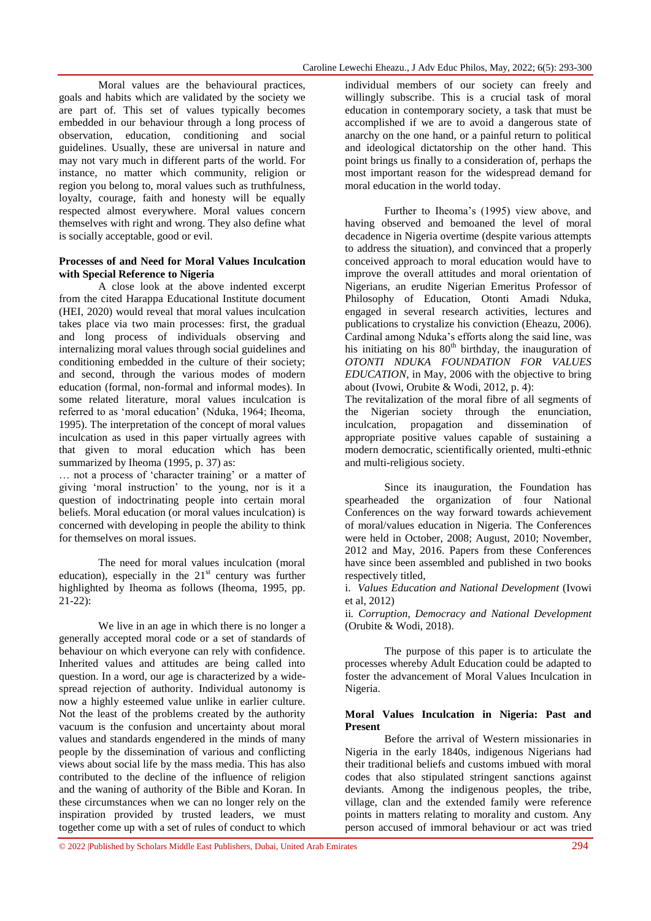Moral values are the behavioural practices, goals and habits which are validated by the society we are part of. This set of values typically becomes embedded in our behaviour through a long process of observation, education, conditioning and social guidelines. Usually, these are universal in nature and may not vary much in different parts of the world. For instance, no matter which community, religion or region you belong to, moral values such as truthfulness, loyalty, courage, faith and honesty will be equally respected almost everywhere. Moral values concern themselves with right and wrong. They also define what is socially acceptable, good or evil.

**Processes of and Need for Moral Values Inculcation with Special Reference to Nigeria**

A close look at the above indented excerpt from the cited Harappa Educational Institute document (HEI, 2020) would reveal that moral values inculcation takes place via two main processes: first, the gradual and long process of individuals observing and internalizing moral values through social guidelines and conditioning embedded in the culture of their society; and second, through the various modes of modern education (formal, non-formal and informal modes). In some related literature, moral values inculcation is referred to as 'moral education' (Nduka, 1964; Iheoma, 1995). The interpretation of the concept of moral values inculcation as used in this paper virtually agrees with that given to moral education which has been summarized by Iheoma (1995, p. 37) as:

… not a process of 'character training' or a matter of giving 'moral instruction' to the young, nor is it a question of indoctrinating people into certain moral beliefs. Moral education (or moral values inculcation) is concerned with developing in people the ability to think for themselves on moral issues.

The need for moral values inculcation (moral education), especially in the 21st century was further highlighted by Iheoma as follows (Iheoma, 1995, pp. 21-22):

We live in an age in which there is no longer a generally accepted moral code or a set of standards of behaviour on which everyone can rely with confidence. Inherited values and attitudes are being called into question. In a word, our age is characterized by a wide-spread rejection of authority. Individual autonomy is now a highly esteemed value unlike in earlier culture. Not the least of the problems created by the authority vacuum is the confusion and uncertainty about moral values and standards engendered in the minds of many people by the dissemination of various and conflicting views about social life by the mass media. This has also contributed to the decline of the influence of religion and the waning of authority of the Bible and Koran. In these circumstances when we can no longer rely on the inspiration provided by trusted leaders, we must together come up with a set of rules of conduct to which individual members of our society can freely and willingly subscribe. This is a crucial task of moral education in contemporary society, a task that must be accomplished if we are to avoid a dangerous state of anarchy on the one hand, or a painful return to political and ideological dictatorship on the other hand. This point brings us finally to a consideration of, perhaps the most important reason for the widespread demand for moral education in the world today.

Further to Iheoma's (1995) view above, and having observed and bemoaned the level of moral decadence in Nigeria overtime (despite various attempts to address the situation), and convinced that a properly conceived approach to moral education would have to improve the overall attitudes and moral orientation of Nigerians, an erudite Nigerian Emeritus Professor of Philosophy of Education, Otonti Amadi Nduka, engaged in several research activities, lectures and publications to crystalize his conviction (Eheazu, 2006). Cardinal among Nduka's efforts along the said line, was his initiating on his 80th birthday, the inauguration of *OTONTI NDUKA FOUNDATION FOR VALUES EDUCATION*, in May, 2006 with the objective to bring about (Ivowi, Orubite & Wodi, 2012, p. 4):

The revitalization of the moral fibre of all segments of the Nigerian society through the enunciation, inculcation, propagation and dissemination of appropriate positive values capable of sustaining a modern democratic, scientifically oriented, multi-ethnic and multi-religious society.

Since its inauguration, the Foundation has spearheaded the organization of four National Conferences on the way forward towards achievement of moral/values education in Nigeria. The Conferences were held in October, 2008; August, 2010; November, 2012 and May, 2016. Papers from these Conferences have since been assembled and published in two books respectively titled,

i. *Values Education and National Development* (Ivowi et al, 2012)

ii. *Corruption, Democracy and National Development* (Orubite & Wodi, 2018).

The purpose of this paper is to articulate the processes whereby Adult Education could be adapted to foster the advancement of Moral Values Inculcation in Nigeria.

**Moral Values Inculcation in Nigeria: Past and Present**

Before the arrival of Western missionaries in Nigeria in the early 1840s, indigenous Nigerians had their traditional beliefs and customs imbued with moral codes that also stipulated stringent sanctions against deviants. Among the indigenous peoples, the tribe, village, clan and the extended family were reference points in matters relating to morality and custom. Any person accused of immoral behaviour or act was tried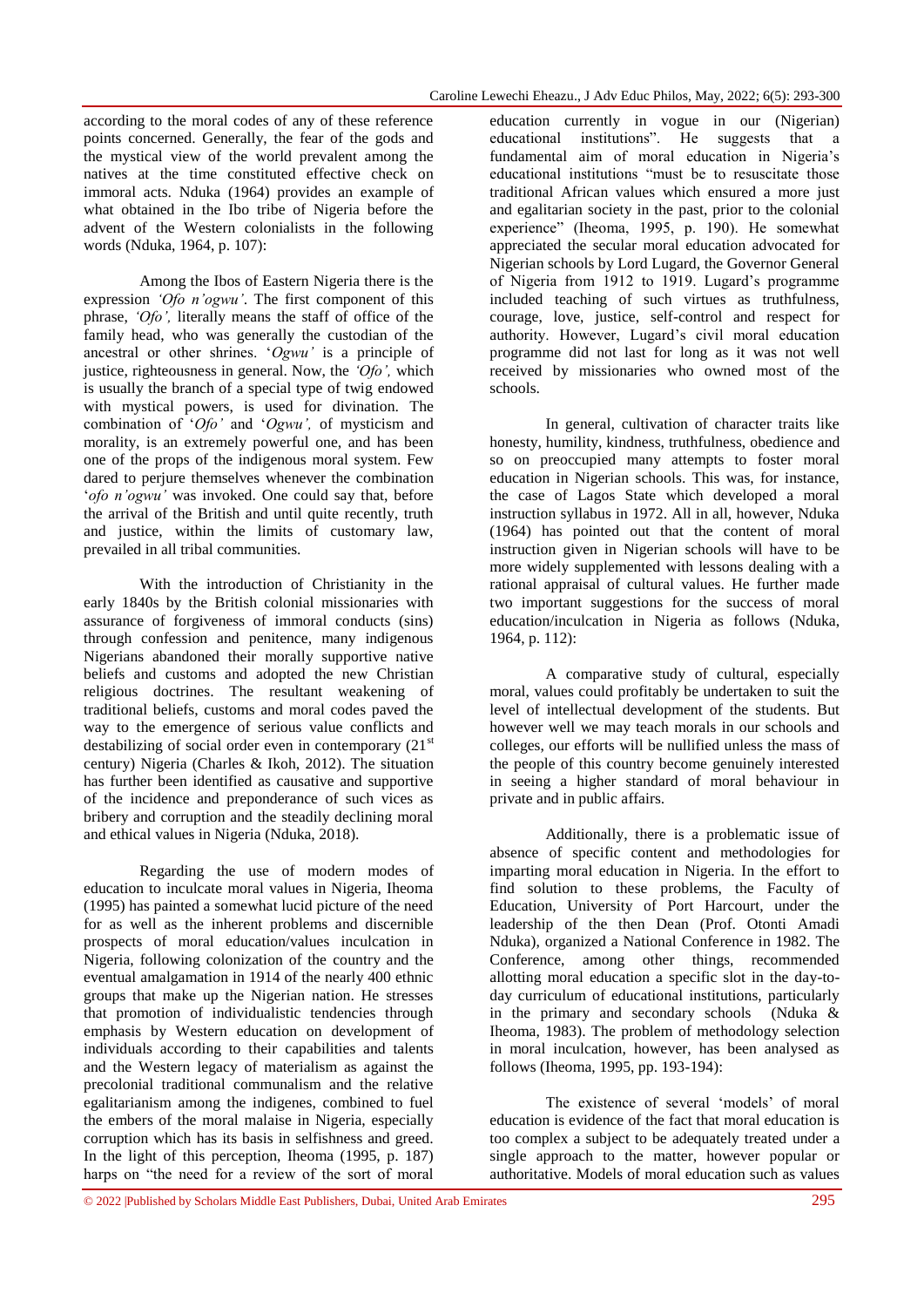according to the moral codes of any of these reference points concerned. Generally, the fear of the gods and the mystical view of the world prevalent among the natives at the time constituted effective check on immoral acts. Nduka (1964) provides an example of what obtained in the Ibo tribe of Nigeria before the advent of the Western colonialists in the following words (Nduka, 1964, p. 107):

> Among the Ibos of Eastern Nigeria there is the expression *'Ofo n'ogwu'*. The first component of this phrase, *'Ofo',* literally means the staff of office of the family head, who was generally the custodian of the ancestral or other shrines. '*Ogwu'* is a principle of justice, righteousness in general. Now, the *'Ofo',* which is usually the branch of a special type of twig endowed with mystical powers, is used for divination. The combination of '*Ofo'* and '*Ogwu',* of mysticism and morality, is an extremely powerful one, and has been one of the props of the indigenous moral system. Few dared to perjure themselves whenever the combination '*ofo n'ogwu'* was invoked. One could say that, before the arrival of the British and until quite recently, truth and justice, within the limits of customary law, prevailed in all tribal communities.

With the introduction of Christianity in the early 1840s by the British colonial missionaries with assurance of forgiveness of immoral conducts (sins) through confession and penitence, many indigenous Nigerians abandoned their morally supportive native beliefs and customs and adopted the new Christian religious doctrines. The resultant weakening of traditional beliefs, customs and moral codes paved the way to the emergence of serious value conflicts and destabilizing of social order even in contemporary (21st century) Nigeria (Charles & Ikoh, 2012). The situation has further been identified as causative and supportive of the incidence and preponderance of such vices as bribery and corruption and the steadily declining moral and ethical values in Nigeria (Nduka, 2018).

Regarding the use of modern modes of education to inculcate moral values in Nigeria, Iheoma (1995) has painted a somewhat lucid picture of the need for as well as the inherent problems and discernible prospects of moral education/values inculcation in Nigeria, following colonization of the country and the eventual amalgamation in 1914 of the nearly 400 ethnic groups that make up the Nigerian nation. He stresses that promotion of individualistic tendencies through emphasis by Western education on development of individuals according to their capabilities and talents and the Western legacy of materialism as against the precolonial traditional communalism and the relative egalitarianism among the indigenes, combined to fuel the embers of the moral malaise in Nigeria, especially corruption which has its basis in selfishness and greed. In the light of this perception, Iheoma (1995, p. 187) harps on "the need for a review of the sort of moral education currently in vogue in our (Nigerian) educational institutions". He suggests that a fundamental aim of moral education in Nigeria's educational institutions "must be to resuscitate those traditional African values which ensured a more just and egalitarian society in the past, prior to the colonial experience" (Iheoma, 1995, p. 190). He somewhat appreciated the secular moral education advocated for Nigerian schools by Lord Lugard, the Governor General of Nigeria from 1912 to 1919. Lugard's programme included teaching of such virtues as truthfulness, courage, love, justice, self-control and respect for authority. However, Lugard's civil moral education programme did not last for long as it was not well received by missionaries who owned most of the schools.

In general, cultivation of character traits like honesty, humility, kindness, truthfulness, obedience and so on preoccupied many attempts to foster moral education in Nigerian schools. This was, for instance, the case of Lagos State which developed a moral instruction syllabus in 1972. All in all, however, Nduka (1964) has pointed out that the content of moral instruction given in Nigerian schools will have to be more widely supplemented with lessons dealing with a rational appraisal of cultural values. He further made two important suggestions for the success of moral education/inculcation in Nigeria as follows (Nduka, 1964, p. 112):

> A comparative study of cultural, especially moral, values could profitably be undertaken to suit the level of intellectual development of the students. But however well we may teach morals in our schools and colleges, our efforts will be nullified unless the mass of the people of this country become genuinely interested in seeing a higher standard of moral behaviour in private and in public affairs.

Additionally, there is a problematic issue of absence of specific content and methodologies for imparting moral education in Nigeria. In the effort to find solution to these problems, the Faculty of Education, University of Port Harcourt, under the leadership of the then Dean (Prof. Otonti Amadi Nduka), organized a National Conference in 1982. The Conference, among other things, recommended allotting moral education a specific slot in the day-to-day curriculum of educational institutions, particularly in the primary and secondary schools (Nduka & Iheoma, 1983). The problem of methodology selection in moral inculcation, however, has been analysed as follows (Iheoma, 1995, pp. 193-194):

> The existence of several 'models' of moral education is evidence of the fact that moral education is too complex a subject to be adequately treated under a single approach to the matter, however popular or authoritative. Models of moral education such as values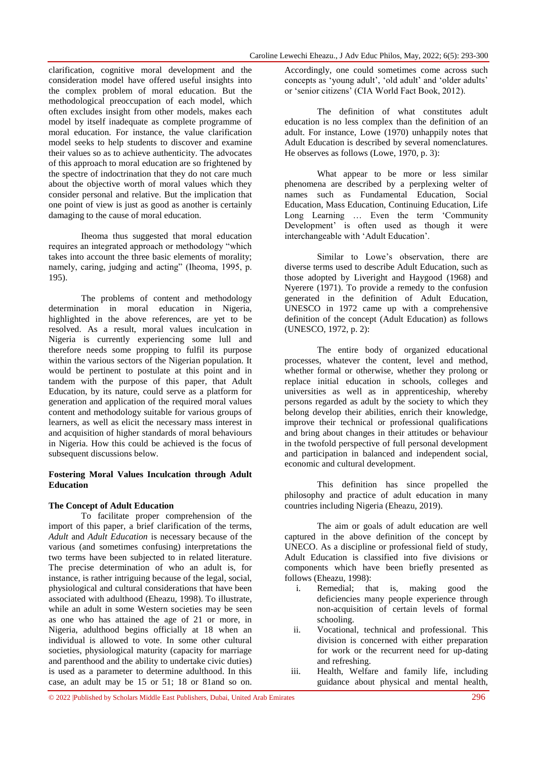clarification, cognitive moral development and the consideration model have offered useful insights into the complex problem of moral education. But the methodological preoccupation of each model, which often excludes insight from other models, makes each model by itself inadequate as complete programme of moral education. For instance, the value clarification model seeks to help students to discover and examine their values so as to achieve authenticity. The advocates of this approach to moral education are so frightened by the spectre of indoctrination that they do not care much about the objective worth of moral values which they consider personal and relative. But the implication that one point of view is just as good as another is certainly damaging to the cause of moral education.

Iheoma thus suggested that moral education requires an integrated approach or methodology "which takes into account the three basic elements of morality; namely, caring, judging and acting" (Iheoma, 1995, p. 195).

The problems of content and methodology determination in moral education in Nigeria, highlighted in the above references, are yet to be resolved. As a result, moral values inculcation in Nigeria is currently experiencing some lull and therefore needs some propping to fulfil its purpose within the various sectors of the Nigerian population. It would be pertinent to postulate at this point and in tandem with the purpose of this paper, that Adult Education, by its nature, could serve as a platform for generation and application of the required moral values content and methodology suitable for various groups of learners, as well as elicit the necessary mass interest in and acquisition of higher standards of moral behaviours in Nigeria. How this could be achieved is the focus of subsequent discussions below.

**Fostering Moral Values Inculcation through Adult Education**

**The Concept of Adult Education**

To facilitate proper comprehension of the import of this paper, a brief clarification of the terms, *Adult* and *Adult Education* is necessary because of the various (and sometimes confusing) interpretations the two terms have been subjected to in related literature. The precise determination of who an adult is, for instance, is rather intriguing because of the legal, social, physiological and cultural considerations that have been associated with adulthood (Eheazu, 1998). To illustrate, while an adult in some Western societies may be seen as one who has attained the age of 21 or more, in Nigeria, adulthood begins officially at 18 when an individual is allowed to vote. In some other cultural societies, physiological maturity (capacity for marriage and parenthood and the ability to undertake civic duties) is used as a parameter to determine adulthood. In this case, an adult may be 15 or 51; 18 or 81and so on. Accordingly, one could sometimes come across such concepts as 'young adult', 'old adult' and 'older adults' or 'senior citizens' (CIA World Fact Book, 2012).

The definition of what constitutes adult education is no less complex than the definition of an adult. For instance, Lowe (1970) unhappily notes that Adult Education is described by several nomenclatures. He observes as follows (Lowe, 1970, p. 3):

> What appear to be more or less similar phenomena are described by a perplexing welter of names such as Fundamental Education, Social Education, Mass Education, Continuing Education, Life Long Learning … Even the term 'Community Development' is often used as though it were interchangeable with 'Adult Education'.

Similar to Lowe's observation, there are diverse terms used to describe Adult Education, such as those adopted by Liveright and Haygood (1968) and Nyerere (1971). To provide a remedy to the confusion generated in the definition of Adult Education, UNESCO in 1972 came up with a comprehensive definition of the concept (Adult Education) as follows (UNESCO, 1972, p. 2):

> The entire body of organized educational processes, whatever the content, level and method, whether formal or otherwise, whether they prolong or replace initial education in schools, colleges and universities as well as in apprenticeship, whereby persons regarded as adult by the society to which they belong develop their abilities, enrich their knowledge, improve their technical or professional qualifications and bring about changes in their attitudes or behaviour in the twofold perspective of full personal development and participation in balanced and independent social, economic and cultural development.

This definition has since propelled the philosophy and practice of adult education in many countries including Nigeria (Eheazu, 2019).

The aim or goals of adult education are well captured in the above definition of the concept by UNECO. As a discipline or professional field of study, Adult Education is classified into five divisions or components which have been briefly presented as follows (Eheazu, 1998):

i. Remedial; that is, making good the deficiencies many people experience through non-acquisition of certain levels of formal schooling.
ii. Vocational, technical and professional. This division is concerned with either preparation for work or the recurrent need for up-dating and refreshing.
iii. Health, Welfare and family life, including guidance about physical and mental health,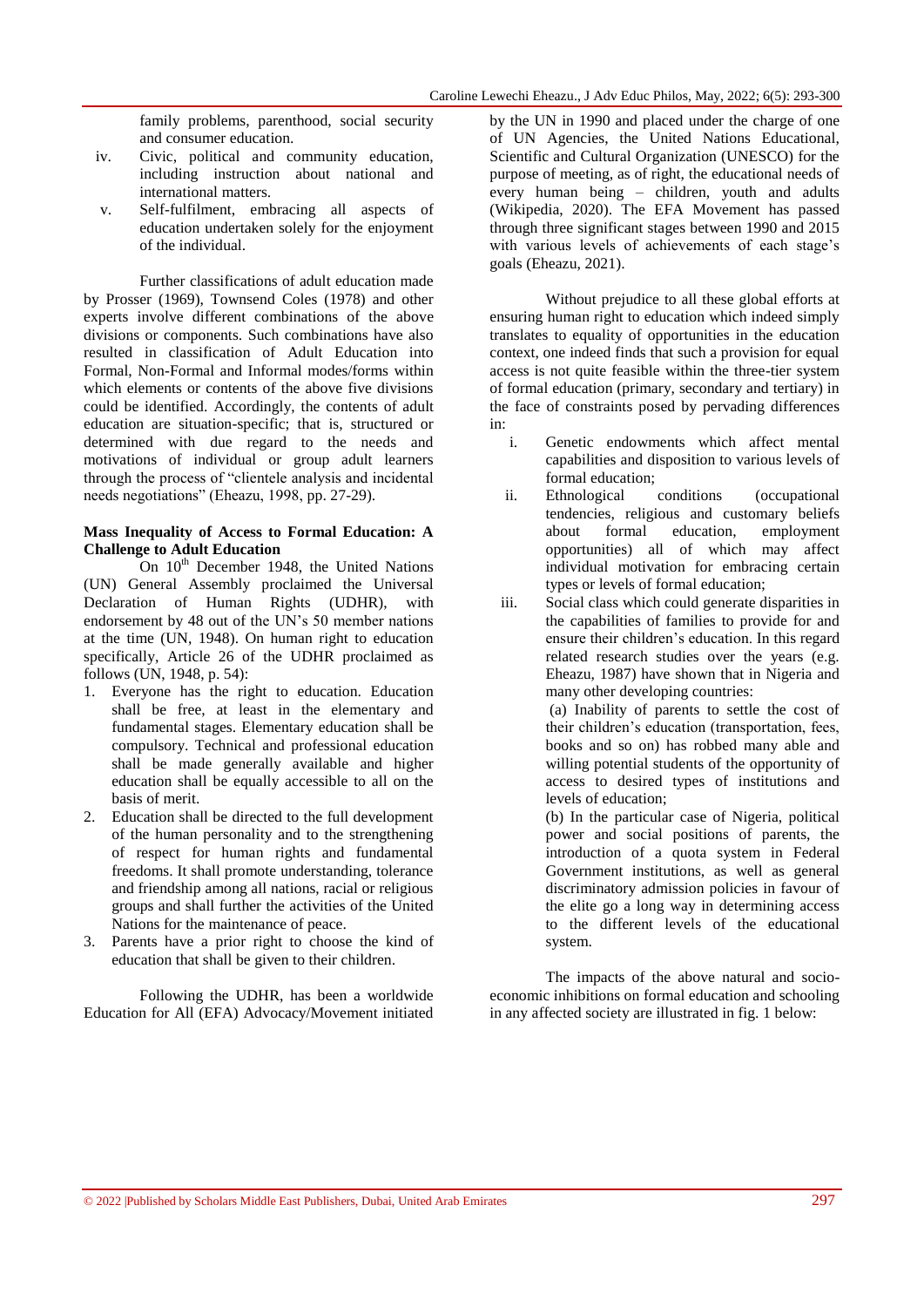family problems, parenthood, social security and consumer education.

iv. Civic, political and community education, including instruction about national and international matters.

v. Self-fulfilment, embracing all aspects of education undertaken solely for the enjoyment of the individual.

Further classifications of adult education made by Prosser (1969), Townsend Coles (1978) and other experts involve different combinations of the above divisions or components. Such combinations have also resulted in classification of Adult Education into Formal, Non-Formal and Informal modes/forms within which elements or contents of the above five divisions could be identified. Accordingly, the contents of adult education are situation-specific; that is, structured or determined with due regard to the needs and motivations of individual or group adult learners through the process of "clientele analysis and incidental needs negotiations" (Eheazu, 1998, pp. 27-29).

**Mass Inequality of Access to Formal Education: A Challenge to Adult Education**

On 10th December 1948, the United Nations (UN) General Assembly proclaimed the Universal Declaration of Human Rights (UDHR), with endorsement by 48 out of the UN's 50 member nations at the time (UN, 1948). On human right to education specifically, Article 26 of the UDHR proclaimed as follows (UN, 1948, p. 54):

1. Everyone has the right to education. Education shall be free, at least in the elementary and fundamental stages. Elementary education shall be compulsory. Technical and professional education shall be made generally available and higher education shall be equally accessible to all on the basis of merit.
2. Education shall be directed to the full development of the human personality and to the strengthening of respect for human rights and fundamental freedoms. It shall promote understanding, tolerance and friendship among all nations, racial or religious groups and shall further the activities of the United Nations for the maintenance of peace.
3. Parents have a prior right to choose the kind of education that shall be given to their children.

Following the UDHR, has been a worldwide Education for All (EFA) Advocacy/Movement initiated by the UN in 1990 and placed under the charge of one of UN Agencies, the United Nations Educational, Scientific and Cultural Organization (UNESCO) for the purpose of meeting, as of right, the educational needs of every human being – children, youth and adults (Wikipedia, 2020). The EFA Movement has passed through three significant stages between 1990 and 2015 with various levels of achievements of each stage's goals (Eheazu, 2021).

Without prejudice to all these global efforts at ensuring human right to education which indeed simply translates to equality of opportunities in the education context, one indeed finds that such a provision for equal access is not quite feasible within the three-tier system of formal education (primary, secondary and tertiary) in the face of constraints posed by pervading differences in:

i. Genetic endowments which affect mental capabilities and disposition to various levels of formal education;

ii. Ethnological conditions (occupational tendencies, religious and customary beliefs about formal education, employment opportunities) all of which may affect individual motivation for embracing certain types or levels of formal education;

iii. Social class which could generate disparities in the capabilities of families to provide for and ensure their children's education. In this regard related research studies over the years (e.g. Eheazu, 1987) have shown that in Nigeria and many other developing countries:

   (a) Inability of parents to settle the cost of their children's education (transportation, fees, books and so on) has robbed many able and willing potential students of the opportunity of access to desired types of institutions and levels of education;

   (b) In the particular case of Nigeria, political power and social positions of parents, the introduction of a quota system in Federal Government institutions, as well as general discriminatory admission policies in favour of the elite go a long way in determining access to the different levels of the educational system.

The impacts of the above natural and socio-economic inhibitions on formal education and schooling in any affected society are illustrated in fig. 1 below: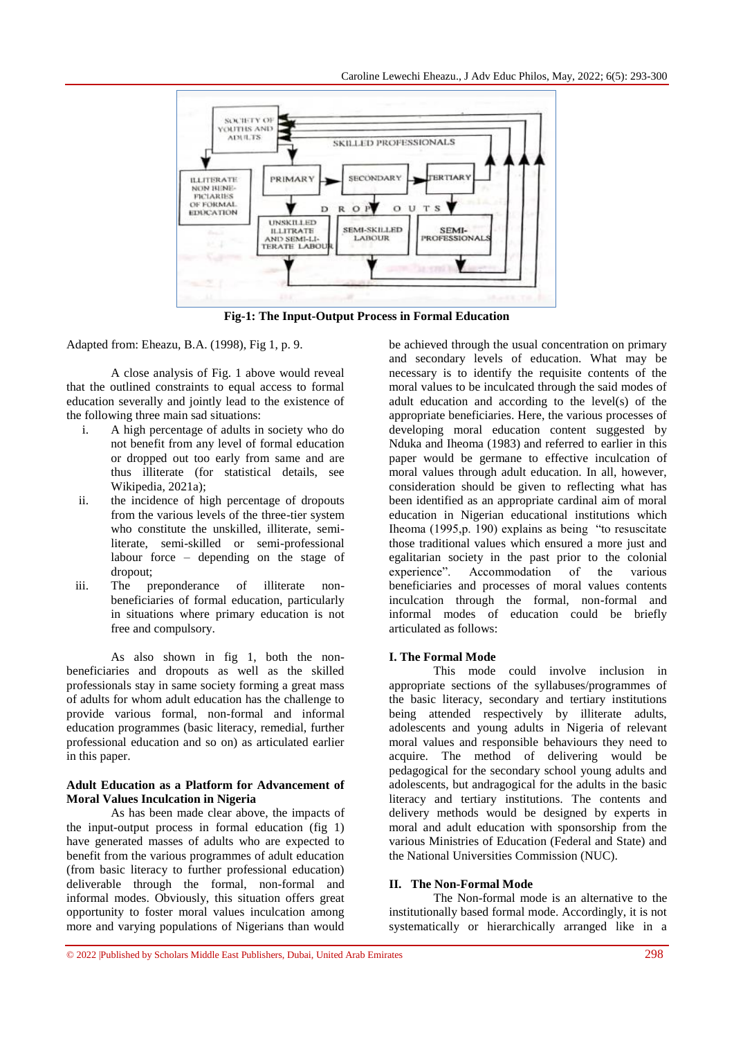SOCIETY OF YOUTHS AND ADULTS

SKILLED PROFESSIONALS

ILLITERATE NON BENE-FICIARIES OF FORMAL EDUCATION

PRIMARY

SECONDARY

TERTIARY

D R O P O U T S

UNSKILLED ILLITRATE AND SEMI-LI-TERATE LABOUR

SEMI-SKILLED LABOUR

SEMI-PROFESSIONALS

**Fig-1: The Input-Output Process in Formal Education**

Adapted from: Eheazu, B.A. (1998), Fig 1, p. 9.

A close analysis of Fig. 1 above would reveal that the outlined constraints to equal access to formal education severally and jointly lead to the existence of the following three main sad situations:

i. A high percentage of adults in society who do not benefit from any level of formal education or dropped out too early from same and are thus illiterate (for statistical details, see Wikipedia, 2021a);
ii. the incidence of high percentage of dropouts from the various levels of the three-tier system who constitute the unskilled, illiterate, semi-literate, semi-skilled or semi-professional labour force – depending on the stage of dropout;
iii. The preponderance of illiterate non-beneficiaries of formal education, particularly in situations where primary education is not free and compulsory.

As also shown in fig 1, both the non-beneficiaries and dropouts as well as the skilled professionals stay in same society forming a great mass of adults for whom adult education has the challenge to provide various formal, non-formal and informal education programmes (basic literacy, remedial, further professional education and so on) as articulated earlier in this paper.

**Adult Education as a Platform for Advancement of Moral Values Inculcation in Nigeria**

As has been made clear above, the impacts of the input-output process in formal education (fig 1) have generated masses of adults who are expected to benefit from the various programmes of adult education (from basic literacy to further professional education) deliverable through the formal, non-formal and informal modes. Obviously, this situation offers great opportunity to foster moral values inculcation among more and varying populations of Nigerians than would be achieved through the usual concentration on primary and secondary levels of education. What may be necessary is to identify the requisite contents of the moral values to be inculcated through the said modes of adult education and according to the level(s) of the appropriate beneficiaries. Here, the various processes of developing moral education content suggested by Nduka and Iheoma (1983) and referred to earlier in this paper would be germane to effective inculcation of moral values through adult education. In all, however, consideration should be given to reflecting what has been identified as an appropriate cardinal aim of moral education in Nigerian educational institutions which Iheoma (1995,p. 190) explains as being "to resuscitate those traditional values which ensured a more just and egalitarian society in the past prior to the colonial experience". Accommodation of the various beneficiaries and processes of moral values contents inculcation through the formal, non-formal and informal modes of education could be briefly articulated as follows:

**I. The Formal Mode**

This mode could involve inclusion in appropriate sections of the syllabuses/programmes of the basic literacy, secondary and tertiary institutions being attended respectively by illiterate adults, adolescents and young adults in Nigeria of relevant moral values and responsible behaviours they need to acquire. The method of delivering would be pedagogical for the secondary school young adults and adolescents, but andragogical for the adults in the basic literacy and tertiary institutions. The contents and delivery methods would be designed by experts in moral and adult education with sponsorship from the various Ministries of Education (Federal and State) and the National Universities Commission (NUC).

**II. The Non-Formal Mode**

The Non-formal mode is an alternative to the institutionally based formal mode. Accordingly, it is not systematically or hierarchically arranged like in a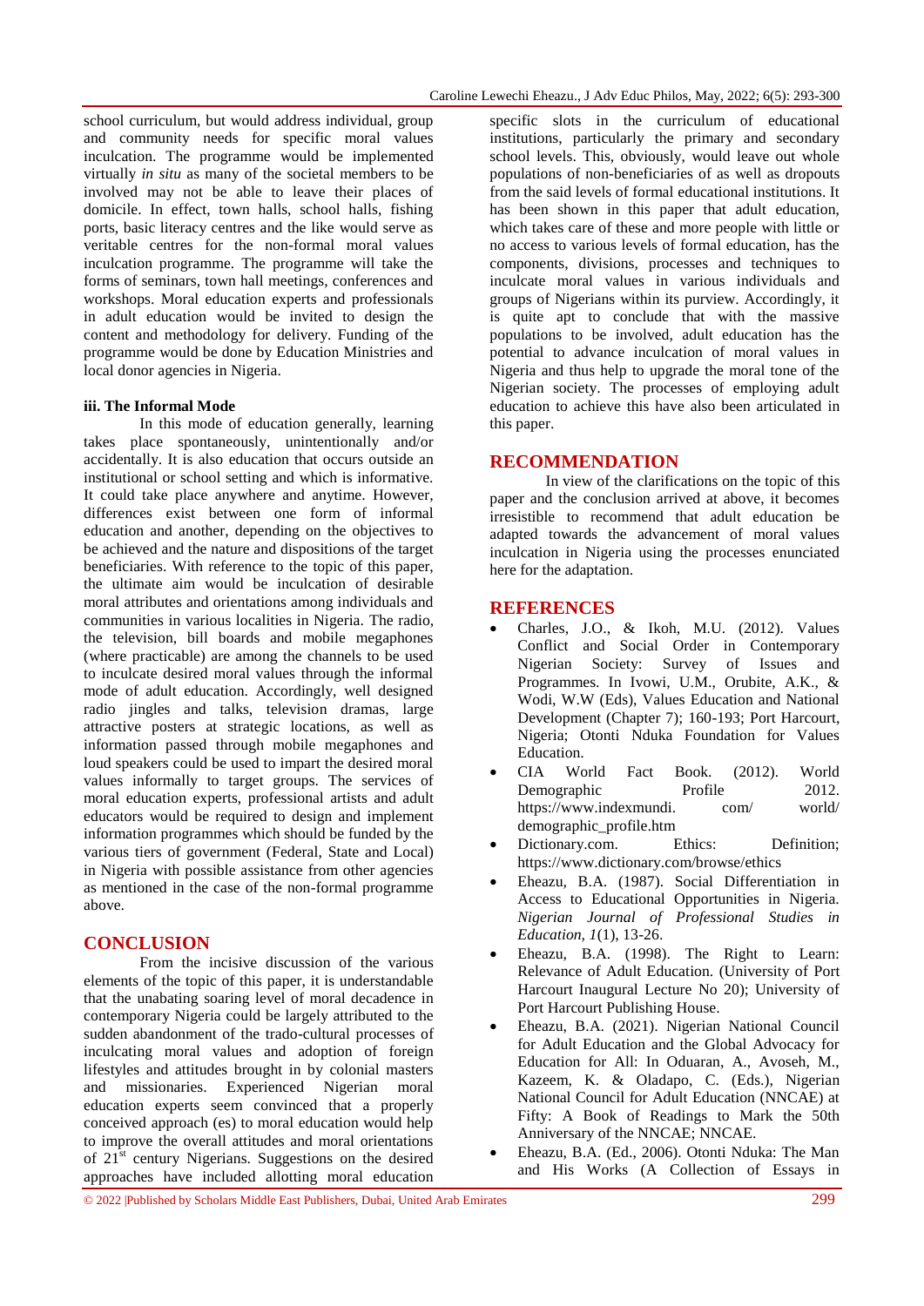school curriculum, but would address individual, group and community needs for specific moral values inculcation. The programme would be implemented virtually *in situ* as many of the societal members to be involved may not be able to leave their places of domicile. In effect, town halls, school halls, fishing ports, basic literacy centres and the like would serve as veritable centres for the non-formal moral values inculcation programme. The programme will take the forms of seminars, town hall meetings, conferences and workshops. Moral education experts and professionals in adult education would be invited to design the content and methodology for delivery. Funding of the programme would be done by Education Ministries and local donor agencies in Nigeria.

**iii. The Informal Mode**

In this mode of education generally, learning takes place spontaneously, unintentionally and/or accidentally. It is also education that occurs outside an institutional or school setting and which is informative. It could take place anywhere and anytime. However, differences exist between one form of informal education and another, depending on the objectives to be achieved and the nature and dispositions of the target beneficiaries. With reference to the topic of this paper, the ultimate aim would be inculcation of desirable moral attributes and orientations among individuals and communities in various localities in Nigeria. The radio, the television, bill boards and mobile megaphones (where practicable) are among the channels to be used to inculcate desired moral values through the informal mode of adult education. Accordingly, well designed radio jingles and talks, television dramas, large attractive posters at strategic locations, as well as information passed through mobile megaphones and loud speakers could be used to impart the desired moral values informally to target groups. The services of moral education experts, professional artists and adult educators would be required to design and implement information programmes which should be funded by the various tiers of government (Federal, State and Local) in Nigeria with possible assistance from other agencies as mentioned in the case of the non-formal programme above.

## CONCLUSION

From the incisive discussion of the various elements of the topic of this paper, it is understandable that the unabating soaring level of moral decadence in contemporary Nigeria could be largely attributed to the sudden abandonment of the trado-cultural processes of inculcating moral values and adoption of foreign lifestyles and attitudes brought in by colonial masters and missionaries. Experienced Nigerian moral education experts seem convinced that a properly conceived approach (es) to moral education would help to improve the overall attitudes and moral orientations of 21st century Nigerians. Suggestions on the desired approaches have included allotting moral education specific slots in the curriculum of educational institutions, particularly the primary and secondary school levels. This, obviously, would leave out whole populations of non-beneficiaries of as well as dropouts from the said levels of formal educational institutions. It has been shown in this paper that adult education, which takes care of these and more people with little or no access to various levels of formal education, has the components, divisions, processes and techniques to inculcate moral values in various individuals and groups of Nigerians within its purview. Accordingly, it is quite apt to conclude that with the massive populations to be involved, adult education has the potential to advance inculcation of moral values in Nigeria and thus help to upgrade the moral tone of the Nigerian society. The processes of employing adult education to achieve this have also been articulated in this paper.

## RECOMMENDATION

In view of the clarifications on the topic of this paper and the conclusion arrived at above, it becomes irresistible to recommend that adult education be adapted towards the advancement of moral values inculcation in Nigeria using the processes enunciated here for the adaptation.

## REFERENCES

- Charles, J.O., & Ikoh, M.U. (2012). Values Conflict and Social Order in Contemporary Nigerian Society: Survey of Issues and Programmes. In Ivowi, U.M., Orubite, A.K., & Wodi, W.W (Eds), Values Education and National Development (Chapter 7); 160-193; Port Harcourt, Nigeria; Otonti Nduka Foundation for Values Education.
- CIA World Fact Book. (2012). World Demographic Profile 2012. https://www.indexmundi.com/world/demographic_profile.htm
- Dictionary.com. Ethics: Definition; https://www.dictionary.com/browse/ethics
- Eheazu, B.A. (1987). Social Differentiation in Access to Educational Opportunities in Nigeria. *Nigerian Journal of Professional Studies in Education, 1*(1), 13-26.
- Eheazu, B.A. (1998). The Right to Learn: Relevance of Adult Education. (University of Port Harcourt Inaugural Lecture No 20); University of Port Harcourt Publishing House.
- Eheazu, B.A. (2021). Nigerian National Council for Adult Education and the Global Advocacy for Education for All: In Oduaran, A., Avoseh, M., Kazeem, K. & Oladapo, C. (Eds.), Nigerian National Council for Adult Education (NNCAE) at Fifty: A Book of Readings to Mark the 50th Anniversary of the NNCAE; NNCAE.
- Eheazu, B.A. (Ed., 2006). Otonti Nduka: The Man and His Works (A Collection of Essays in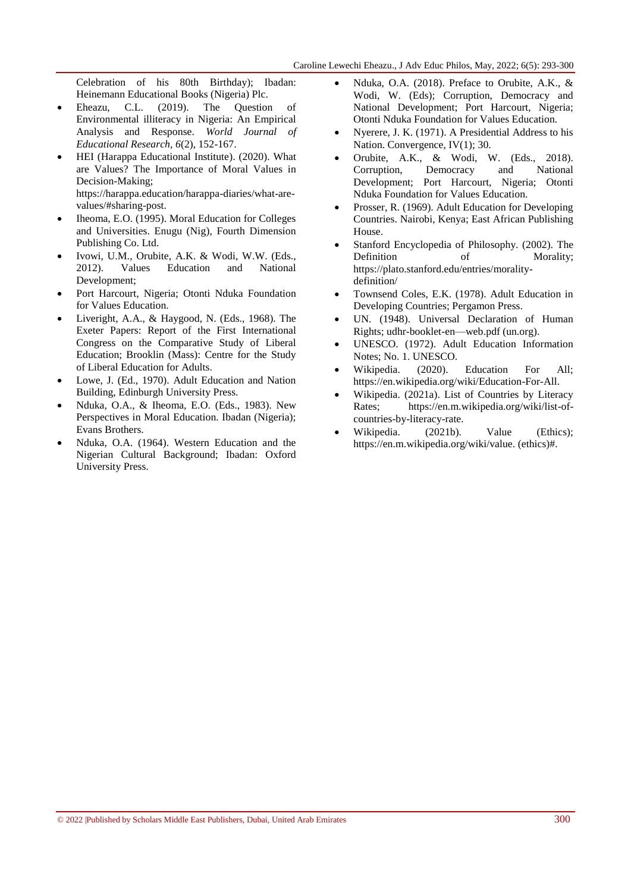Celebration of his 80th Birthday); Ibadan: Heinemann Educational Books (Nigeria) Plc.

- Eheazu, C.L. (2019). The Question of Environmental illiteracy in Nigeria: An Empirical Analysis and Response. *World Journal of Educational Research*, *6*(2), 152-167.
- HEI (Harappa Educational Institute). (2020). What are Values? The Importance of Moral Values in Decision-Making; https://harappa.education/harappa-diaries/what-are-values/#sharing-post.
- Iheoma, E.O. (1995). Moral Education for Colleges and Universities. Enugu (Nig), Fourth Dimension Publishing Co. Ltd.
- Ivowi, U.M., Orubite, A.K. & Wodi, W.W. (Eds., 2012). Values Education and National Development;
- Port Harcourt, Nigeria; Otonti Nduka Foundation for Values Education.
- Liveright, A.A., & Haygood, N. (Eds., 1968). The Exeter Papers: Report of the First International Congress on the Comparative Study of Liberal Education; Brooklin (Mass): Centre for the Study of Liberal Education for Adults.
- Lowe, J. (Ed., 1970). Adult Education and Nation Building, Edinburgh University Press.
- Nduka, O.A., & Iheoma, E.O. (Eds., 1983). New Perspectives in Moral Education. Ibadan (Nigeria); Evans Brothers.
- Nduka, O.A. (1964). Western Education and the Nigerian Cultural Background; Ibadan: Oxford University Press.
- Nduka, O.A. (2018). Preface to Orubite, A.K., & Wodi, W. (Eds); Corruption, Democracy and National Development; Port Harcourt, Nigeria; Otonti Nduka Foundation for Values Education.
- Nyerere, J. K. (1971). A Presidential Address to his Nation. Convergence, IV(1); 30.
- Orubite, A.K., & Wodi, W. (Eds., 2018). Corruption, Democracy and National Development; Port Harcourt, Nigeria; Otonti Nduka Foundation for Values Education.
- Prosser, R. (1969). Adult Education for Developing Countries. Nairobi, Kenya; East African Publishing House.
- Stanford Encyclopedia of Philosophy. (2002). The Definition of Morality; https://plato.stanford.edu/entries/morality-definition/
- Townsend Coles, E.K. (1978). Adult Education in Developing Countries; Pergamon Press.
- UN. (1948). Universal Declaration of Human Rights; udhr-booklet-en—web.pdf (un.org).
- UNESCO. (1972). Adult Education Information Notes; No. 1. UNESCO.
- Wikipedia. (2020). Education For All; https://en.wikipedia.org/wiki/Education-For-All.
- Wikipedia. (2021a). List of Countries by Literacy Rates; https://en.m.wikipedia.org/wiki/list-of-countries-by-literacy-rate.
- Wikipedia. (2021b). Value (Ethics); https://en.m.wikipedia.org/wiki/value. (ethics)#.